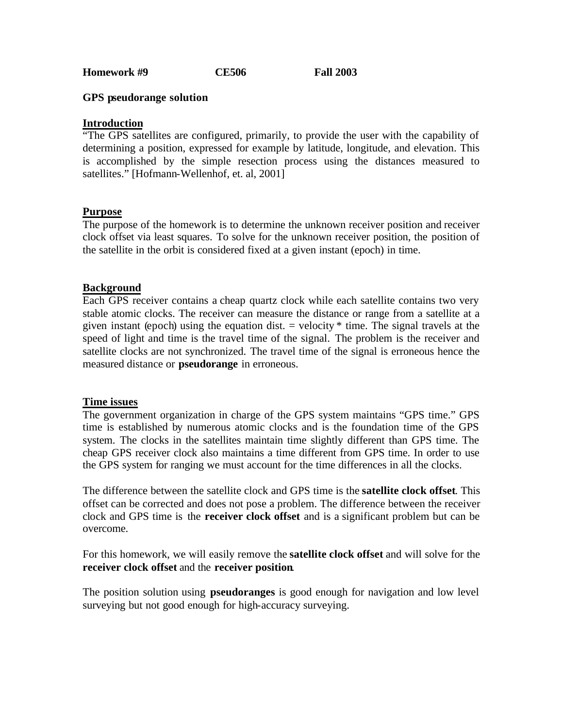**Homework #9 CE506 Fall 2003**

**GPS pseudorange solution**

## Introduction

"The GPS satellites are configured, primarily, to provide the user with the capability of determining a position, expressed for example by latitude, longitude, and elevation. This is accomplished by the simple resection process using the distances measured to satellites." [Hofmann-Wellenhof, et. al, 2001]

## Purpose

The purpose of the homework is to determine the unknown receiver position and receiver clock offset via least squares. To solve for the unknown receiver position, the position of the satellite in the orbit is considered fixed at a given instant (epoch) in time.

## Background

Each GPS receiver contains a cheap quartz clock while each satellite contains two very stable atomic clocks. The receiver can measure the distance or range from a satellite at a given instant (epoch) using the equation dist. = velocity * time. The signal travels at the speed of light and time is the travel time of the signal. The problem is the receiver and satellite clocks are not synchronized. The travel time of the signal is erroneous hence the measured distance or **pseudorange** in erroneous.

## Time issues

The government organization in charge of the GPS system maintains "GPS time." GPS time is established by numerous atomic clocks and is the foundation time of the GPS system. The clocks in the satellites maintain time slightly different than GPS time. The cheap GPS receiver clock also maintains a time different from GPS time. In order to use the GPS system for ranging we must account for the time differences in all the clocks.

The difference between the satellite clock and GPS time is the **satellite clock offset**. This offset can be corrected and does not pose a problem. The difference between the receiver clock and GPS time is the **receiver clock offset** and is a significant problem but can be overcome.

For this homework, we will easily remove the **satellite clock offset** and will solve for the **receiver clock offset** and the **receiver position**.

The position solution using **pseudoranges** is good enough for navigation and low level surveying but not good enough for high-accuracy surveying.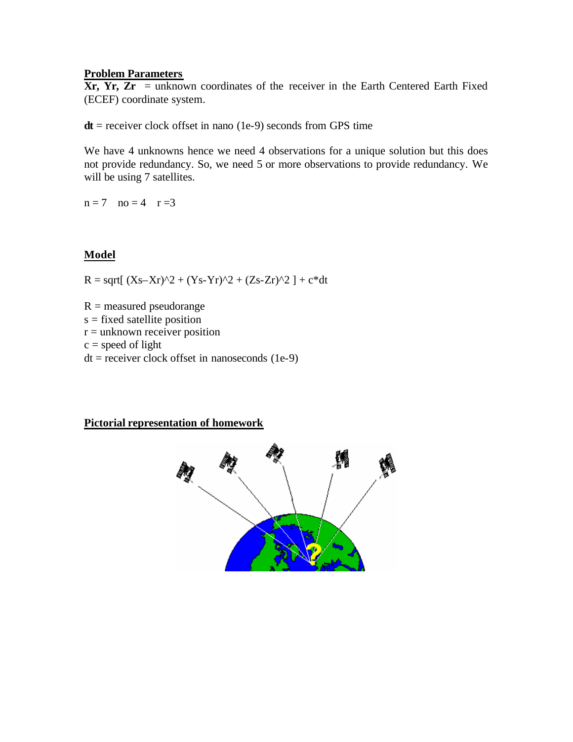**Problem Parameters**

**Xr, Yr, Zr** = unknown coordinates of the receiver in the Earth Centered Earth Fixed (ECEF) coordinate system.

**dt** = receiver clock offset in nano (1e-9) seconds from GPS time

We have 4 unknowns hence we need 4 observations for a unique solution but this does not provide redundancy. So, we need 5 or more observations to provide redundancy. We will be using 7 satellites.

$n = 7 \quad no = 4 \quad r = 3$

**Model**

$$R = \sqrt{(X_s - X_r)^2 + (Y_s - Y_r)^2 + (Z_s - Z_r)^2} + c \cdot dt$$

R = measured pseudorange
s = fixed satellite position
r = unknown receiver position
c = speed of light
dt = receiver clock offset in nanoseconds (1e-9)

**Pictorial representation of homework**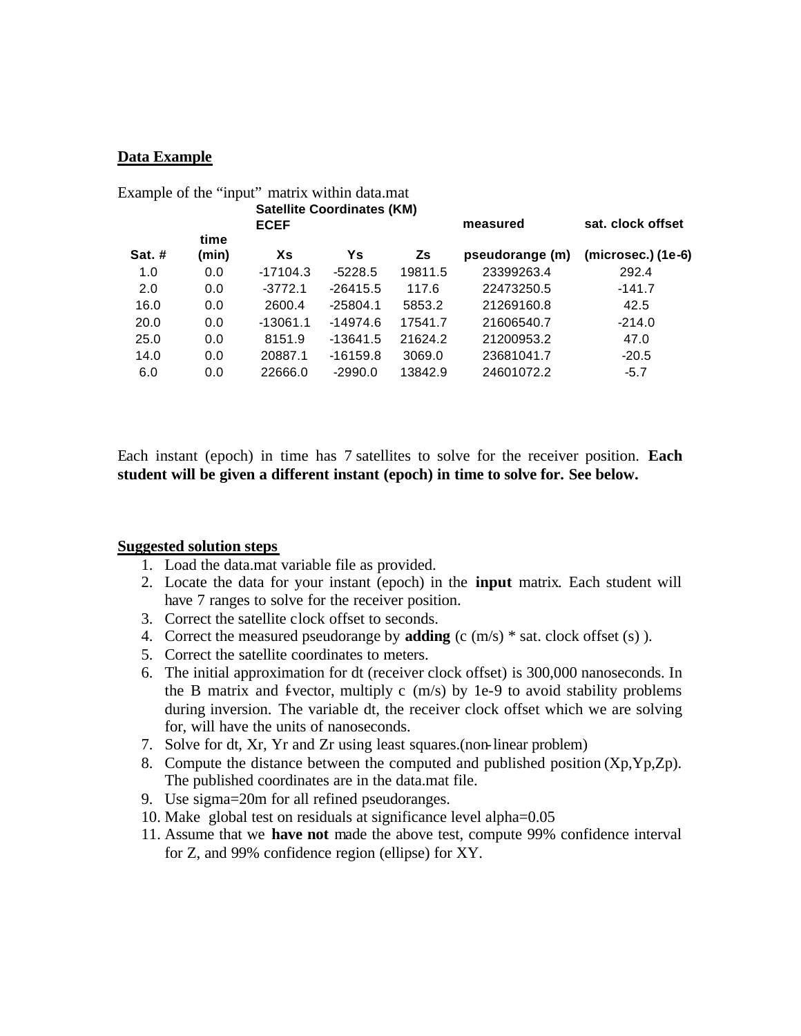## Data Example

Example of the "input" matrix within data.mat

| Sat. # | time (min) | Satellite Coordinates (KM) ECEF Xs | Ys | Zs | measured pseudorange (m) | sat. clock offset (microsec.) (1e-6) |
|---|---|---|---|---|---|---|
| 1.0 | 0.0 | -17104.3 | -5228.5 | 19811.5 | 23399263.4 | 292.4 |
| 2.0 | 0.0 | -3772.1 | -26415.5 | 117.6 | 22473250.5 | -141.7 |
| 16.0 | 0.0 | 2600.4 | -25804.1 | 5853.2 | 21269160.8 | 42.5 |
| 20.0 | 0.0 | -13061.1 | -14974.6 | 17541.7 | 21606540.7 | -214.0 |
| 25.0 | 0.0 | 8151.9 | -13641.5 | 21624.2 | 21200953.2 | 47.0 |
| 14.0 | 0.0 | 20887.1 | -16159.8 | 3069.0 | 23681041.7 | -20.5 |
| 6.0 | 0.0 | 22666.0 | -2990.0 | 13842.9 | 24601072.2 | -5.7 |

Each instant (epoch) in time has 7 satellites to solve for the receiver position. **Each student will be given a different instant (epoch) in time to solve for. See below.**

## Suggested solution steps

1. Load the data.mat variable file as provided.
2. Locate the data for your instant (epoch) in the **input** matrix. Each student will have 7 ranges to solve for the receiver position.
3. Correct the satellite clock offset to seconds.
4. Correct the measured pseudorange by **adding** (c (m/s) * sat. clock offset (s) ).
5. Correct the satellite coordinates to meters.
6. The initial approximation for dt (receiver clock offset) is 300,000 nanoseconds. In the B matrix and f-vector, multiply c (m/s) by 1e-9 to avoid stability problems during inversion. The variable dt, the receiver clock offset which we are solving for, will have the units of nanoseconds.
7. Solve for dt, Xr, Yr and Zr using least squares.(non-linear problem)
8. Compute the distance between the computed and published position (Xp,Yp,Zp). The published coordinates are in the data.mat file.
9. Use sigma=20m for all refined pseudoranges.
10. Make global test on residuals at significance level alpha=0.05
11. Assume that we **have not** made the above test, compute 99% confidence interval for Z, and 99% confidence region (ellipse) for XY.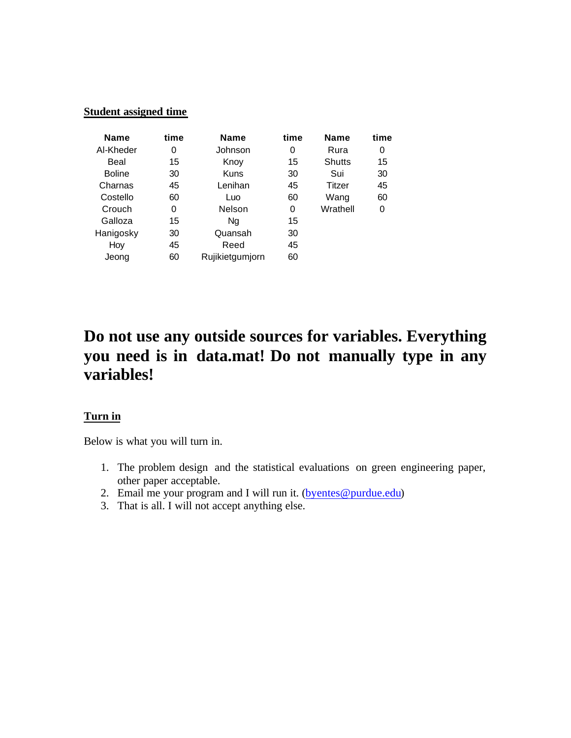**Student assigned time**

| Name | time | Name | time | Name | time |
|---|---|---|---|---|---|
| Al-Kheder | 0 | Johnson | 0 | Rura | 0 |
| Beal | 15 | Knoy | 15 | Shutts | 15 |
| Boline | 30 | Kuns | 30 | Sui | 30 |
| Charnas | 45 | Lenihan | 45 | Titzer | 45 |
| Costello | 60 | Luo | 60 | Wang | 60 |
| Crouch | 0 | Nelson | 0 | Wrathell | 0 |
| Galloza | 15 | Ng | 15 | | |
| Hanigosky | 30 | Quansah | 30 | | |
| Hoy | 45 | Reed | 45 | | |
| Jeong | 60 | Rujikietgumjorn | 60 | | |

# Do not use any outside sources for variables. Everything you need is in data.mat! Do not manually type in any variables!

**Turn in**

Below is what you will turn in.

1. The problem design and the statistical evaluations on green engineering paper, other paper acceptable.
2. Email me your program and I will run it. (byentes@purdue.edu)
3. That is all. I will not accept anything else.